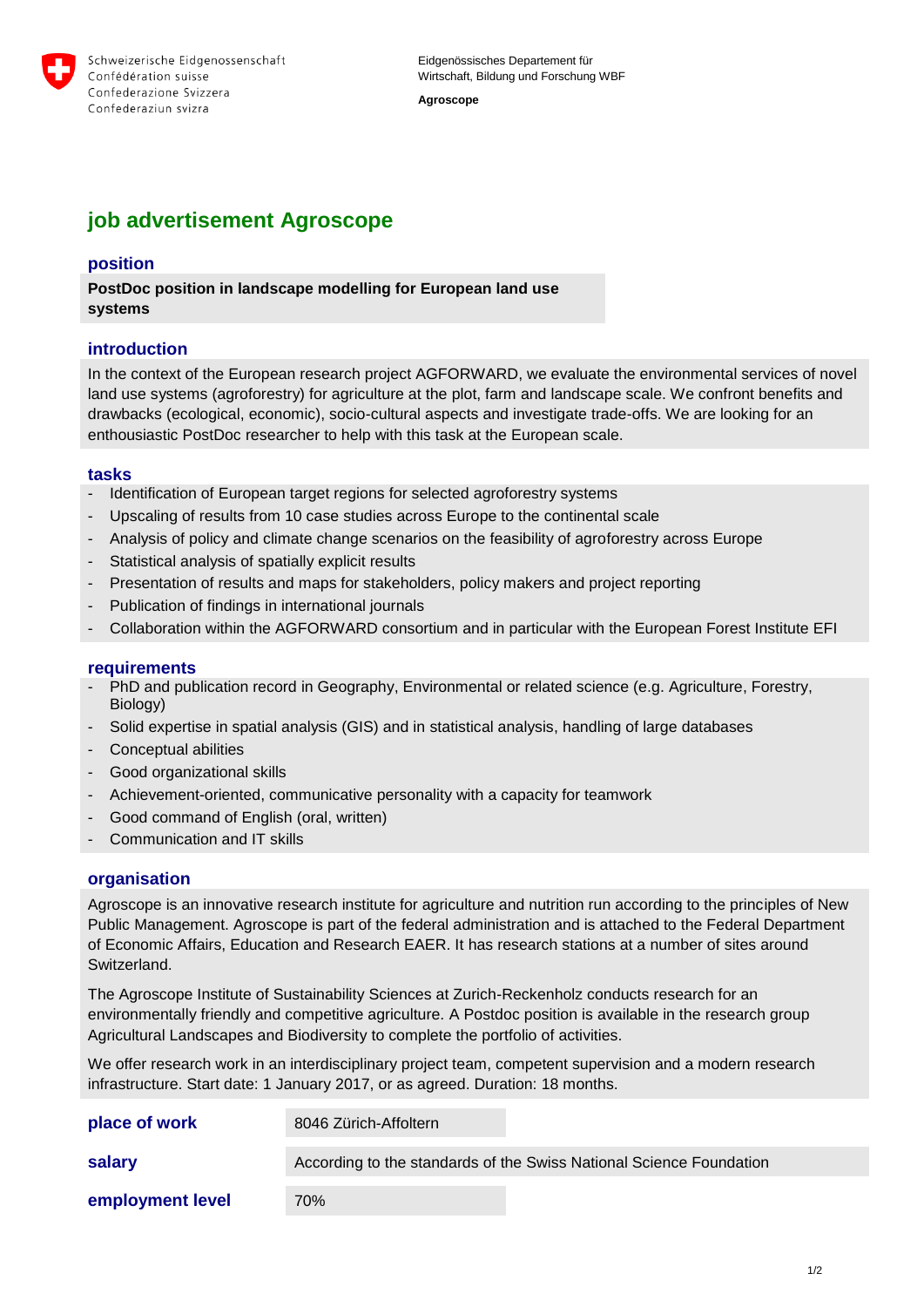Schweizerische Eidgenossenschaft
Confédération suisse
Confederazione Svizzera
Confederaziun svizra

Eidgenössisches Departement für Wirtschaft, Bildung und Forschung WBF

**Agroscope**

# job advertisement Agroscope

## position

**PostDoc position in landscape modelling for European land use systems**

## introduction

In the context of the European research project AGFORWARD, we evaluate the environmental services of novel land use systems (agroforestry) for agriculture at the plot, farm and landscape scale. We confront benefits and drawbacks (ecological, economic), socio-cultural aspects and investigate trade-offs. We are looking for an enthousiastic PostDoc researcher to help with this task at the European scale.

## tasks

- Identification of European target regions for selected agroforestry systems
- Upscaling of results from 10 case studies across Europe to the continental scale
- Analysis of policy and climate change scenarios on the feasibility of agroforestry across Europe
- Statistical analysis of spatially explicit results
- Presentation of results and maps for stakeholders, policy makers and project reporting
- Publication of findings in international journals
- Collaboration within the AGFORWARD consortium and in particular with the European Forest Institute EFI

## requirements

- PhD and publication record in Geography, Environmental or related science (e.g. Agriculture, Forestry, Biology)
- Solid expertise in spatial analysis (GIS) and in statistical analysis, handling of large databases
- Conceptual abilities
- Good organizational skills
- Achievement-oriented, communicative personality with a capacity for teamwork
- Good command of English (oral, written)
- Communication and IT skills

## organisation

Agroscope is an innovative research institute for agriculture and nutrition run according to the principles of New Public Management. Agroscope is part of the federal administration and is attached to the Federal Department of Economic Affairs, Education and Research EAER. It has research stations at a number of sites around Switzerland.

The Agroscope Institute of Sustainability Sciences at Zurich-Reckenholz conducts research for an environmentally friendly and competitive agriculture. A Postdoc position is available in the research group Agricultural Landscapes and Biodiversity to complete the portfolio of activities.

We offer research work in an interdisciplinary project team, competent supervision and a modern research infrastructure. Start date: 1 January 2017, or as agreed. Duration: 18 months.

| | |
|---|---|
| **place of work** | 8046 Zürich-Affoltern |
| **salary** | According to the standards of the Swiss National Science Foundation |
| **employment level** | 70% |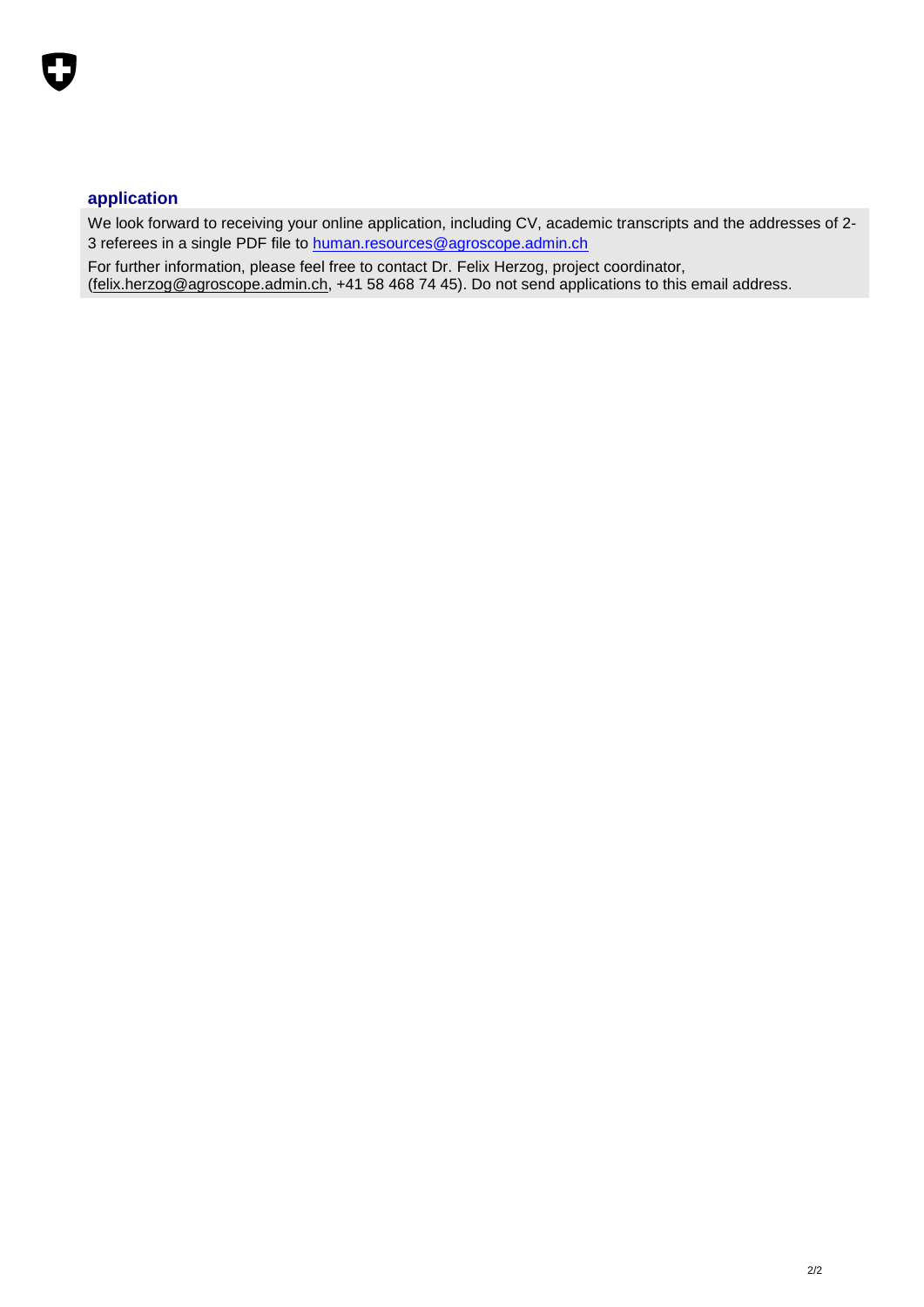## application

We look forward to receiving your online application, including CV, academic transcripts and the addresses of 2-3 referees in a single PDF file to human.resources@agroscope.admin.ch

For further information, please feel free to contact Dr. Felix Herzog, project coordinator, (felix.herzog@agroscope.admin.ch, +41 58 468 74 45). Do not send applications to this email address.